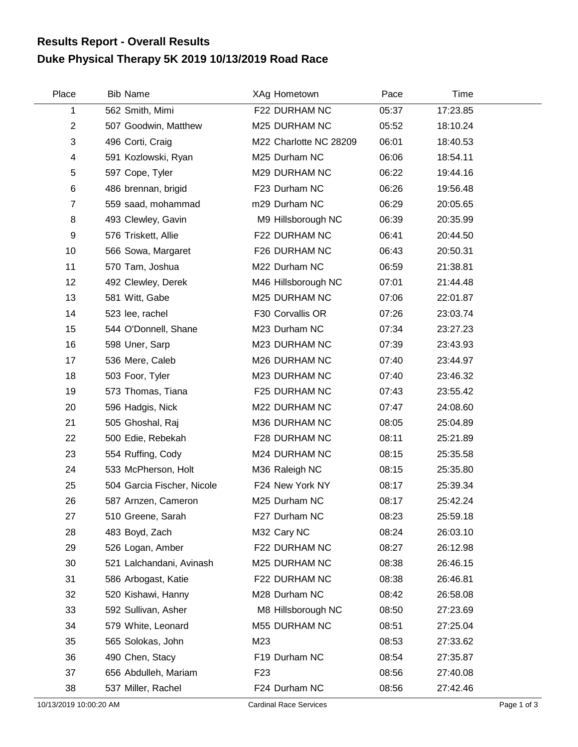# Results Report - Overall Results
## Duke Physical Therapy 5K 2019 10/13/2019 Road Race

| Place | Bib | Name | XAg | Hometown | Pace | Time |
|---|---|---|---|---|---|---|
| 1 | 562 | Smith, Mimi | F22 | DURHAM NC | 05:37 | 17:23.85 |
| 2 | 507 | Goodwin, Matthew | M25 | DURHAM NC | 05:52 | 18:10.24 |
| 3 | 496 | Corti, Craig | M22 | Charlotte NC 28209 | 06:01 | 18:40.53 |
| 4 | 591 | Kozlowski, Ryan | M25 | Durham NC | 06:06 | 18:54.11 |
| 5 | 597 | Cope, Tyler | M29 | DURHAM NC | 06:22 | 19:44.16 |
| 6 | 486 | brennan, brigid | F23 | Durham NC | 06:26 | 19:56.48 |
| 7 | 559 | saad, mohammad | m29 | Durham NC | 06:29 | 20:05.65 |
| 8 | 493 | Clewley, Gavin | M9 | Hillsborough NC | 06:39 | 20:35.99 |
| 9 | 576 | Triskett, Allie | F22 | DURHAM NC | 06:41 | 20:44.50 |
| 10 | 566 | Sowa, Margaret | F26 | DURHAM NC | 06:43 | 20:50.31 |
| 11 | 570 | Tam, Joshua | M22 | Durham NC | 06:59 | 21:38.81 |
| 12 | 492 | Clewley, Derek | M46 | Hillsborough NC | 07:01 | 21:44.48 |
| 13 | 581 | Witt, Gabe | M25 | DURHAM NC | 07:06 | 22:01.87 |
| 14 | 523 | lee, rachel | F30 | Corvallis OR | 07:26 | 23:03.74 |
| 15 | 544 | O'Donnell, Shane | M23 | Durham NC | 07:34 | 23:27.23 |
| 16 | 598 | Uner, Sarp | M23 | DURHAM NC | 07:39 | 23:43.93 |
| 17 | 536 | Mere, Caleb | M26 | DURHAM NC | 07:40 | 23:44.97 |
| 18 | 503 | Foor, Tyler | M23 | DURHAM NC | 07:40 | 23:46.32 |
| 19 | 573 | Thomas, Tiana | F25 | DURHAM NC | 07:43 | 23:55.42 |
| 20 | 596 | Hadgis, Nick | M22 | DURHAM NC | 07:47 | 24:08.60 |
| 21 | 505 | Ghoshal, Raj | M36 | DURHAM NC | 08:05 | 25:04.89 |
| 22 | 500 | Edie, Rebekah | F28 | DURHAM NC | 08:11 | 25:21.89 |
| 23 | 554 | Ruffing, Cody | M24 | DURHAM NC | 08:15 | 25:35.58 |
| 24 | 533 | McPherson, Holt | M36 | Raleigh NC | 08:15 | 25:35.80 |
| 25 | 504 | Garcia Fischer, Nicole | F24 | New York NY | 08:17 | 25:39.34 |
| 26 | 587 | Arnzen, Cameron | M25 | Durham NC | 08:17 | 25:42.24 |
| 27 | 510 | Greene, Sarah | F27 | Durham NC | 08:23 | 25:59.18 |
| 28 | 483 | Boyd, Zach | M32 | Cary NC | 08:24 | 26:03.10 |
| 29 | 526 | Logan, Amber | F22 | DURHAM NC | 08:27 | 26:12.98 |
| 30 | 521 | Lalchandani, Avinash | M25 | DURHAM NC | 08:38 | 26:46.15 |
| 31 | 586 | Arbogast, Katie | F22 | DURHAM NC | 08:38 | 26:46.81 |
| 32 | 520 | Kishawi, Hanny | M28 | Durham NC | 08:42 | 26:58.08 |
| 33 | 592 | Sullivan, Asher | M8 | Hillsborough NC | 08:50 | 27:23.69 |
| 34 | 579 | White, Leonard | M55 | DURHAM NC | 08:51 | 27:25.04 |
| 35 | 565 | Solokas, John | M23 | | 08:53 | 27:33.62 |
| 36 | 490 | Chen, Stacy | F19 | Durham NC | 08:54 | 27:35.87 |
| 37 | 656 | Abdulleh, Mariam | F23 | | 08:56 | 27:40.08 |
| 38 | 537 | Miller, Rachel | F24 | Durham NC | 08:56 | 27:42.46 |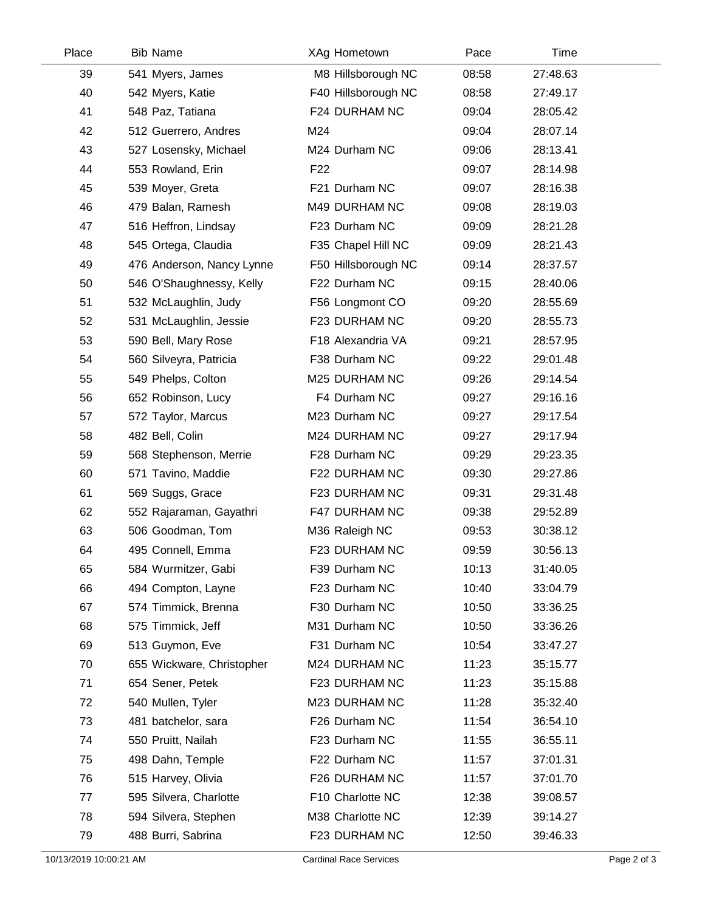| Place | Bib | Name | XAg | Hometown | Pace | Time |
|---|---|---|---|---|---|---|
| 39 | 541 | Myers, James | M8 | Hillsborough NC | 08:58 | 27:48.63 |
| 40 | 542 | Myers, Katie | F40 | Hillsborough NC | 08:58 | 27:49.17 |
| 41 | 548 | Paz, Tatiana | F24 | DURHAM NC | 09:04 | 28:05.42 |
| 42 | 512 | Guerrero, Andres | M24 | | 09:04 | 28:07.14 |
| 43 | 527 | Losensky, Michael | M24 | Durham NC | 09:06 | 28:13.41 |
| 44 | 553 | Rowland, Erin | F22 | | 09:07 | 28:14.98 |
| 45 | 539 | Moyer, Greta | F21 | Durham NC | 09:07 | 28:16.38 |
| 46 | 479 | Balan, Ramesh | M49 | DURHAM NC | 09:08 | 28:19.03 |
| 47 | 516 | Heffron, Lindsay | F23 | Durham NC | 09:09 | 28:21.28 |
| 48 | 545 | Ortega, Claudia | F35 | Chapel Hill NC | 09:09 | 28:21.43 |
| 49 | 476 | Anderson, Nancy Lynne | F50 | Hillsborough NC | 09:14 | 28:37.57 |
| 50 | 546 | O'Shaughnessy, Kelly | F22 | Durham NC | 09:15 | 28:40.06 |
| 51 | 532 | McLaughlin, Judy | F56 | Longmont CO | 09:20 | 28:55.69 |
| 52 | 531 | McLaughlin, Jessie | F23 | DURHAM NC | 09:20 | 28:55.73 |
| 53 | 590 | Bell, Mary Rose | F18 | Alexandria VA | 09:21 | 28:57.95 |
| 54 | 560 | Silveyra, Patricia | F38 | Durham NC | 09:22 | 29:01.48 |
| 55 | 549 | Phelps, Colton | M25 | DURHAM NC | 09:26 | 29:14.54 |
| 56 | 652 | Robinson, Lucy | F4 | Durham NC | 09:27 | 29:16.16 |
| 57 | 572 | Taylor, Marcus | M23 | Durham NC | 09:27 | 29:17.54 |
| 58 | 482 | Bell, Colin | M24 | DURHAM NC | 09:27 | 29:17.94 |
| 59 | 568 | Stephenson, Merrie | F28 | Durham NC | 09:29 | 29:23.35 |
| 60 | 571 | Tavino, Maddie | F22 | DURHAM NC | 09:30 | 29:27.86 |
| 61 | 569 | Suggs, Grace | F23 | DURHAM NC | 09:31 | 29:31.48 |
| 62 | 552 | Rajaraman, Gayathri | F47 | DURHAM NC | 09:38 | 29:52.89 |
| 63 | 506 | Goodman, Tom | M36 | Raleigh NC | 09:53 | 30:38.12 |
| 64 | 495 | Connell, Emma | F23 | DURHAM NC | 09:59 | 30:56.13 |
| 65 | 584 | Wurmitzer, Gabi | F39 | Durham NC | 10:13 | 31:40.05 |
| 66 | 494 | Compton, Layne | F23 | Durham NC | 10:40 | 33:04.79 |
| 67 | 574 | Timmick, Brenna | F30 | Durham NC | 10:50 | 33:36.25 |
| 68 | 575 | Timmick, Jeff | M31 | Durham NC | 10:50 | 33:36.26 |
| 69 | 513 | Guymon, Eve | F31 | Durham NC | 10:54 | 33:47.27 |
| 70 | 655 | Wickware, Christopher | M24 | DURHAM NC | 11:23 | 35:15.77 |
| 71 | 654 | Sener, Petek | F23 | DURHAM NC | 11:23 | 35:15.88 |
| 72 | 540 | Mullen, Tyler | M23 | DURHAM NC | 11:28 | 35:32.40 |
| 73 | 481 | batchelor, sara | F26 | Durham NC | 11:54 | 36:54.10 |
| 74 | 550 | Pruitt, Nailah | F23 | Durham NC | 11:55 | 36:55.11 |
| 75 | 498 | Dahn, Temple | F22 | Durham NC | 11:57 | 37:01.31 |
| 76 | 515 | Harvey, Olivia | F26 | DURHAM NC | 11:57 | 37:01.70 |
| 77 | 595 | Silvera, Charlotte | F10 | Charlotte NC | 12:38 | 39:08.57 |
| 78 | 594 | Silvera, Stephen | M38 | Charlotte NC | 12:39 | 39:14.27 |
| 79 | 488 | Burri, Sabrina | F23 | DURHAM NC | 12:50 | 39:46.33 |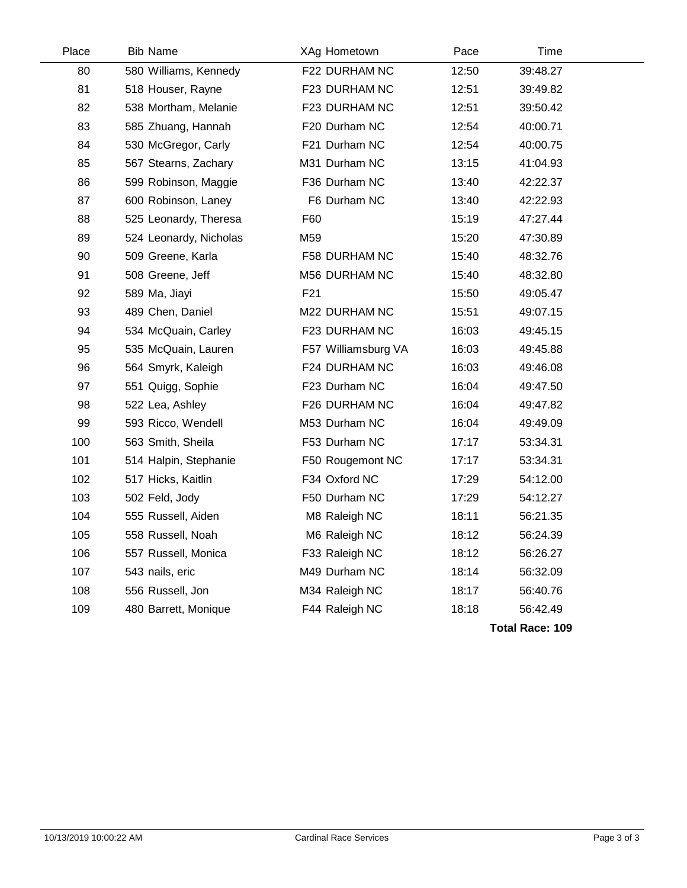| Place | Bib | Name | XAg | Hometown | Pace | Time |
|---|---|---|---|---|---|---|
| 80 | 580 | Williams, Kennedy | F22 | DURHAM NC | 12:50 | 39:48.27 |
| 81 | 518 | Houser, Rayne | F23 | DURHAM NC | 12:51 | 39:49.82 |
| 82 | 538 | Mortham, Melanie | F23 | DURHAM NC | 12:51 | 39:50.42 |
| 83 | 585 | Zhuang, Hannah | F20 | Durham NC | 12:54 | 40:00.71 |
| 84 | 530 | McGregor, Carly | F21 | Durham NC | 12:54 | 40:00.75 |
| 85 | 567 | Stearns, Zachary | M31 | Durham NC | 13:15 | 41:04.93 |
| 86 | 599 | Robinson, Maggie | F36 | Durham NC | 13:40 | 42:22.37 |
| 87 | 600 | Robinson, Laney | F6 | Durham NC | 13:40 | 42:22.93 |
| 88 | 525 | Leonardy, Theresa | F60 | | 15:19 | 47:27.44 |
| 89 | 524 | Leonardy, Nicholas | M59 | | 15:20 | 47:30.89 |
| 90 | 509 | Greene, Karla | F58 | DURHAM NC | 15:40 | 48:32.76 |
| 91 | 508 | Greene, Jeff | M56 | DURHAM NC | 15:40 | 48:32.80 |
| 92 | 589 | Ma, Jiayi | F21 | | 15:50 | 49:05.47 |
| 93 | 489 | Chen, Daniel | M22 | DURHAM NC | 15:51 | 49:07.15 |
| 94 | 534 | McQuain, Carley | F23 | DURHAM NC | 16:03 | 49:45.15 |
| 95 | 535 | McQuain, Lauren | F57 | Williamsburg VA | 16:03 | 49:45.88 |
| 96 | 564 | Smyrk, Kaleigh | F24 | DURHAM NC | 16:03 | 49:46.08 |
| 97 | 551 | Quigg, Sophie | F23 | Durham NC | 16:04 | 49:47.50 |
| 98 | 522 | Lea, Ashley | F26 | DURHAM NC | 16:04 | 49:47.82 |
| 99 | 593 | Ricco, Wendell | M53 | Durham NC | 16:04 | 49:49.09 |
| 100 | 563 | Smith, Sheila | F53 | Durham NC | 17:17 | 53:34.31 |
| 101 | 514 | Halpin, Stephanie | F50 | Rougemont NC | 17:17 | 53:34.31 |
| 102 | 517 | Hicks, Kaitlin | F34 | Oxford NC | 17:29 | 54:12.00 |
| 103 | 502 | Feld, Jody | F50 | Durham NC | 17:29 | 54:12.27 |
| 104 | 555 | Russell, Aiden | M8 | Raleigh NC | 18:11 | 56:21.35 |
| 105 | 558 | Russell, Noah | M6 | Raleigh NC | 18:12 | 56:24.39 |
| 106 | 557 | Russell, Monica | F33 | Raleigh NC | 18:12 | 56:26.27 |
| 107 | 543 | nails, eric | M49 | Durham NC | 18:14 | 56:32.09 |
| 108 | 556 | Russell, Jon | M34 | Raleigh NC | 18:17 | 56:40.76 |
| 109 | 480 | Barrett, Monique | F44 | Raleigh NC | 18:18 | 56:42.49 |

**Total Race: 109**

10/13/2019 10:00:22 AM — Cardinal Race Services